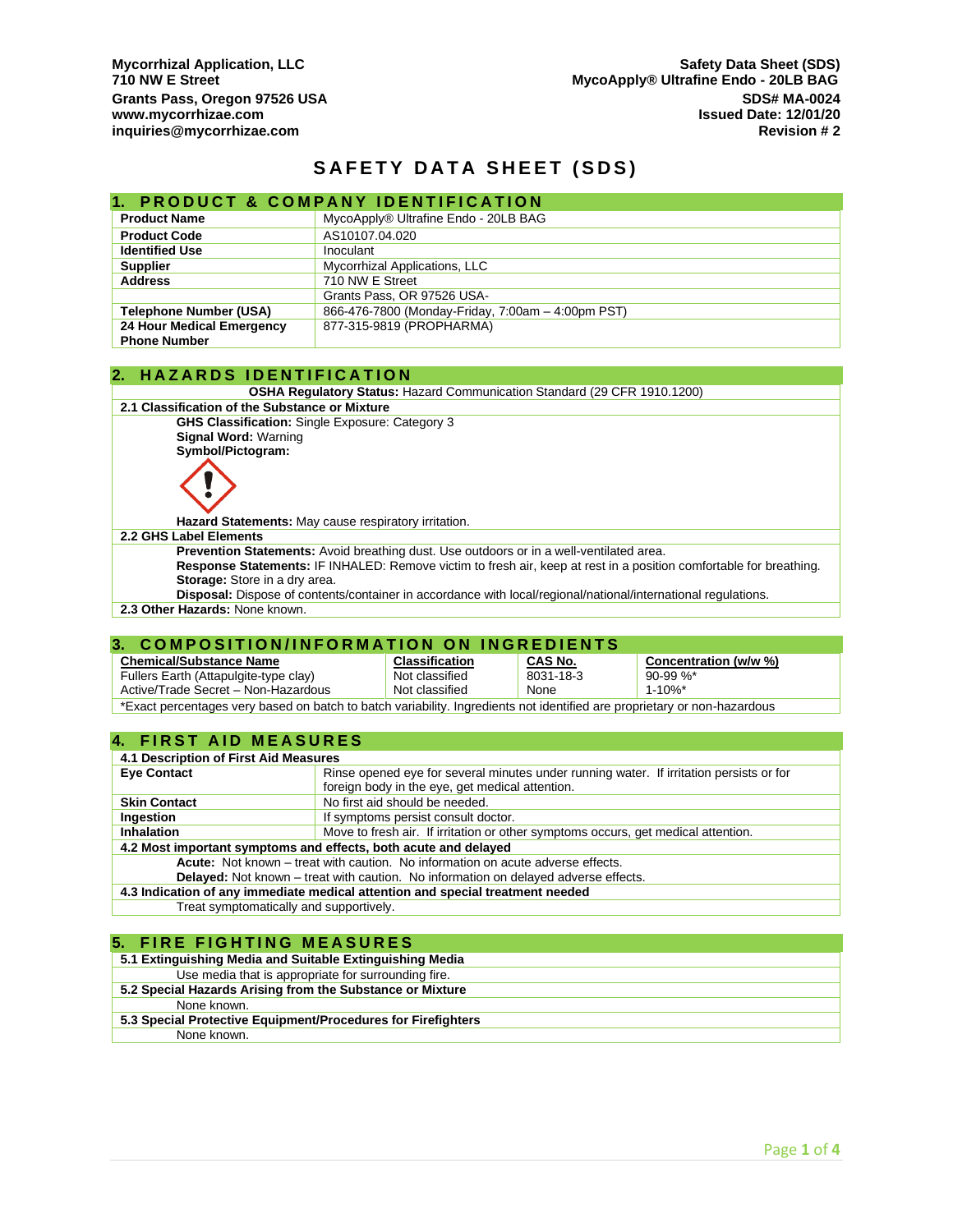**Mycorrhizal Application, LLC**
**710 NW E Street**
**Grants Pass, Oregon 97526 USA**
**www.mycorrhizae.com**
**inquiries@mycorrhizae.com**

**Safety Data Sheet (SDS)**
**MycoApply® Ultrafine Endo - 20LB BAG**
**SDS# MA-0024**
**Issued Date: 12/01/20**
**Revision # 2**

# SAFETY DATA SHEET (SDS)

## 1. PRODUCT & COMPANY IDENTIFICATION

| | |
|---|---|
| **Product Name** | MycoApply® Ultrafine Endo - 20LB BAG |
| **Product Code** | AS10107.04.020 |
| **Identified Use** | Inoculant |
| **Supplier** | Mycorrhizal Applications, LLC |
| **Address** | 710 NW E Street |
| | Grants Pass, OR 97526 USA- |
| **Telephone Number (USA)** | 866-476-7800 (Monday-Friday, 7:00am – 4:00pm PST) |
| **24 Hour Medical Emergency Phone Number** | 877-315-9819 (PROPHARMA) |

## 2. HAZARDS IDENTIFICATION

**OSHA Regulatory Status:** Hazard Communication Standard (29 CFR 1910.1200)

**2.1 Classification of the Substance or Mixture**

**GHS Classification:** Single Exposure: Category 3
**Signal Word:** Warning
**Symbol/Pictogram:**

**Hazard Statements:** May cause respiratory irritation.

**2.2 GHS Label Elements**

**Prevention Statements:** Avoid breathing dust. Use outdoors or in a well-ventilated area.
**Response Statements:** IF INHALED: Remove victim to fresh air, keep at rest in a position comfortable for breathing.
**Storage:** Store in a dry area.
**Disposal:** Dispose of contents/container in accordance with local/regional/national/international regulations.

**2.3 Other Hazards:** None known.

## 3. COMPOSITION/INFORMATION ON INGREDIENTS

| Chemical/Substance Name | Classification | CAS No. | Concentration (w/w %) |
|---|---|---|---|
| Fullers Earth (Attapulgite-type clay) | Not classified | 8031-18-3 | 90-99 %* |
| Active/Trade Secret – Non-Hazardous | Not classified | None | 1-10%* |

*Exact percentages very based on batch to batch variability. Ingredients not identified are proprietary or non-hazardous

## 4. FIRST AID MEASURES

**4.1 Description of First Aid Measures**

| | |
|---|---|
| **Eye Contact** | Rinse opened eye for several minutes under running water. If irritation persists or for foreign body in the eye, get medical attention. |
| **Skin Contact** | No first aid should be needed. |
| **Ingestion** | If symptoms persist consult doctor. |
| **Inhalation** | Move to fresh air. If irritation or other symptoms occurs, get medical attention. |

**4.2 Most important symptoms and effects, both acute and delayed**

**Acute:** Not known – treat with caution. No information on acute adverse effects.
**Delayed:** Not known – treat with caution. No information on delayed adverse effects.

**4.3 Indication of any immediate medical attention and special treatment needed**

Treat symptomatically and supportively.

## 5. FIRE FIGHTING MEASURES

**5.1 Extinguishing Media and Suitable Extinguishing Media**

Use media that is appropriate for surrounding fire.

**5.2 Special Hazards Arising from the Substance or Mixture**

None known.

**5.3 Special Protective Equipment/Procedures for Firefighters**

None known.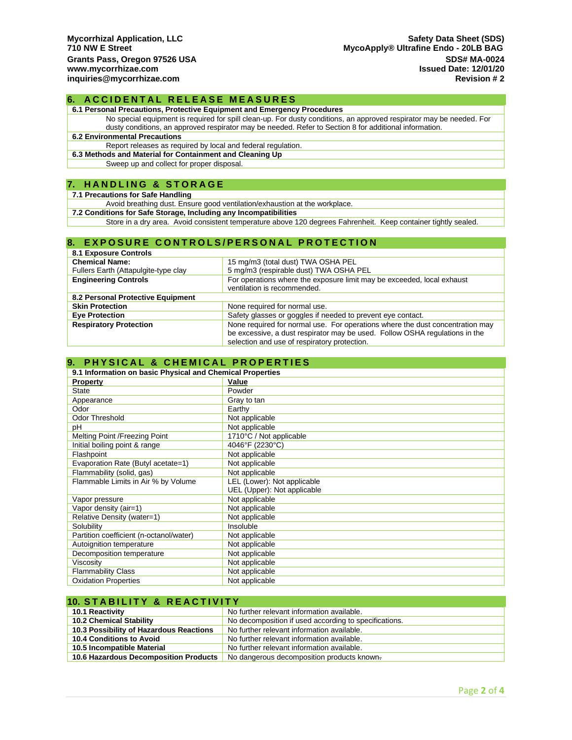Mycorrhizal Application, LLC
710 NW E Street
Grants Pass, Oregon 97526 USA
www.mycorrhizae.com
inquiries@mycorrhizae.com

**Safety Data Sheet (SDS)**
**MycoApply® Ultrafine Endo - 20LB BAG**
**SDS# MA-0024**
**Issued Date: 12/01/20**
**Revision # 2**

## 6. ACCIDENTAL RELEASE MEASURES

**6.1 Personal Precautions, Protective Equipment and Emergency Procedures**

No special equipment is required for spill clean-up. For dusty conditions, an approved respirator may be needed. For dusty conditions, an approved respirator may be needed. Refer to Section 8 for additional information.

**6.2 Environmental Precautions**

Report releases as required by local and federal regulation.

**6.3 Methods and Material for Containment and Cleaning Up**

Sweep up and collect for proper disposal.

## 7. HANDLING & STORAGE

**7.1 Precautions for Safe Handling**

Avoid breathing dust. Ensure good ventilation/exhaustion at the workplace.

**7.2 Conditions for Safe Storage, Including any Incompatibilities**

Store in a dry area. Avoid consistent temperature above 120 degrees Fahrenheit. Keep container tightly sealed.

## 8. EXPOSURE CONTROLS/PERSONAL PROTECTION

| **8.1 Exposure Controls** | |
|---|---|
| **Chemical Name:** Fullers Earth (Attapulgite-type clay | 15 mg/m3 (total dust) TWA OSHA PEL<br>5 mg/m3 (respirable dust) TWA OSHA PEL |
| **Engineering Controls** | For operations where the exposure limit may be exceeded, local exhaust ventilation is recommended. |
| **8.2 Personal Protective Equipment** | |
| **Skin Protection** | None required for normal use. |
| **Eye Protection** | Safety glasses or goggles if needed to prevent eye contact. |
| **Respiratory Protection** | None required for normal use. For operations where the dust concentration may be excessive, a dust respirator may be used. Follow OSHA regulations in the selection and use of respiratory protection. |

## 9. PHYSICAL & CHEMICAL PROPERTIES

**9.1 Information on basic Physical and Chemical Properties**

| Property | Value |
|---|---|
| State | Powder |
| Appearance | Gray to tan |
| Odor | Earthy |
| Odor Threshold | Not applicable |
| pH | Not applicable |
| Melting Point /Freezing Point | 1710°C / Not applicable |
| Initial boiling point & range | 4046°F (2230°C) |
| Flashpoint | Not applicable |
| Evaporation Rate (Butyl acetate=1) | Not applicable |
| Flammability (solid, gas) | Not applicable |
| Flammable Limits in Air % by Volume | LEL (Lower): Not applicable<br>UEL (Upper): Not applicable |
| Vapor pressure | Not applicable |
| Vapor density (air=1) | Not applicable |
| Relative Density (water=1) | Not applicable |
| Solubility | Insoluble |
| Partition coefficient (n-octanol/water) | Not applicable |
| Autoignition temperature | Not applicable |
| Decomposition temperature | Not applicable |
| Viscosity | Not applicable |
| Flammability Class | Not applicable |
| Oxidation Properties | Not applicable |

## 10. STABILITY & REACTIVITY

| | |
|---|---|
| **10.1 Reactivity** | No further relevant information available. |
| **10.2 Chemical Stability** | No decomposition if used according to specifications. |
| **10.3 Possibility of Hazardous Reactions** | No further relevant information available. |
| **10.4 Conditions to Avoid** | No further relevant information available. |
| **10.5 Incompatible Material** | No further relevant information available. |
| **10.6 Hazardous Decomposition Products** | No dangerous decomposition products known. |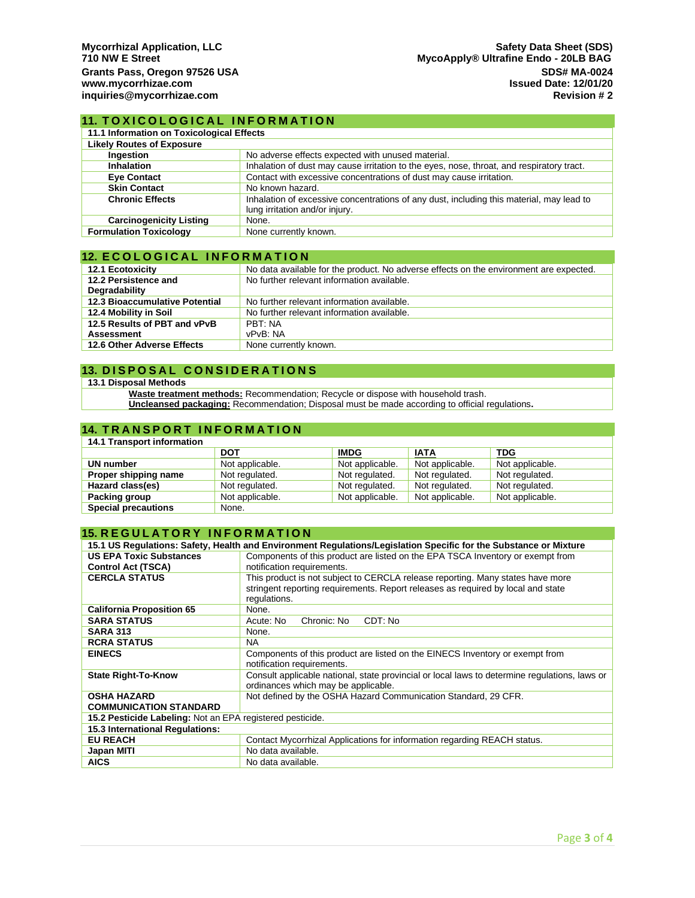Mycorrhizal Application, LLC
710 NW E Street
Grants Pass, Oregon 97526 USA
www.mycorrhizae.com
inquiries@mycorrhizae.com

Safety Data Sheet (SDS)
MycoApply® Ultrafine Endo - 20LB BAG
SDS# MA-0024
Issued Date: 12/01/20
Revision # 2

## 11. TOXICOLOGICAL INFORMATION

**11.1 Information on Toxicological Effects**

| **Likely Routes of Exposure** | |
|---|---|
| **Ingestion** | No adverse effects expected with unused material. |
| **Inhalation** | Inhalation of dust may cause irritation to the eyes, nose, throat, and respiratory tract. |
| **Eye Contact** | Contact with excessive concentrations of dust may cause irritation. |
| **Skin Contact** | No known hazard. |
| **Chronic Effects** | Inhalation of excessive concentrations of any dust, including this material, may lead to lung irritation and/or injury. |
| **Carcinogenicity Listing** | None. |
| **Formulation Toxicology** | None currently known. |

## 12. ECOLOGICAL INFORMATION

| | |
|---|---|
| **12.1 Ecotoxicity** | No data available for the product. No adverse effects on the environment are expected. |
| **12.2 Persistence and Degradability** | No further relevant information available. |
| **12.3 Bioaccumulative Potential** | No further relevant information available. |
| **12.4 Mobility in Soil** | No further relevant information available. |
| **12.5 Results of PBT and vPvB Assessment** | PBT: NA<br>vPvB: NA |
| **12.6 Other Adverse Effects** | None currently known. |

## 13. DISPOSAL CONSIDERATIONS

**13.1 Disposal Methods**

**Waste treatment methods:** Recommendation; Recycle or dispose with household trash.
**Uncleansed packaging:** Recommendation; Disposal must be made according to official regulations**.**

## 14. TRANSPORT INFORMATION

**14.1 Transport information**

| | DOT | IMDG | IATA | TDG |
|---|---|---|---|---|
| **UN number** | Not applicable. | Not applicable. | Not applicable. | Not applicable. |
| **Proper shipping name** | Not regulated. | Not regulated. | Not regulated. | Not regulated. |
| **Hazard class(es)** | Not regulated. | Not regulated. | Not regulated. | Not regulated. |
| **Packing group** | Not applicable. | Not applicable. | Not applicable. | Not applicable. |
| **Special precautions** | None. | | | |

## 15. REGULATORY INFORMATION

**15.1 US Regulations: Safety, Health and Environment Regulations/Legislation Specific for the Substance or Mixture**

| | |
|---|---|
| **US EPA Toxic Substances Control Act (TSCA)** | Components of this product are listed on the EPA TSCA Inventory or exempt from notification requirements. |
| **CERCLA STATUS** | This product is not subject to CERCLA release reporting. Many states have more stringent reporting requirements. Report releases as required by local and state regulations. |
| **California Proposition 65** | None. |
| **SARA STATUS** | Acute: No Chronic: No CDT: No |
| **SARA 313** | None. |
| **RCRA STATUS** | NA |
| **EINECS** | Components of this product are listed on the EINECS Inventory or exempt from notification requirements. |
| **State Right-To-Know** | Consult applicable national, state provincial or local laws to determine regulations, laws or ordinances which may be applicable. |
| **OSHA HAZARD COMMUNICATION STANDARD** | Not defined by the OSHA Hazard Communication Standard, 29 CFR. |

**15.2 Pesticide Labeling:** Not an EPA registered pesticide.

**15.3 International Regulations:**

| | |
|---|---|
| **EU REACH** | Contact Mycorrhizal Applications for information regarding REACH status. |
| **Japan MITI** | No data available. |
| **AICS** | No data available. |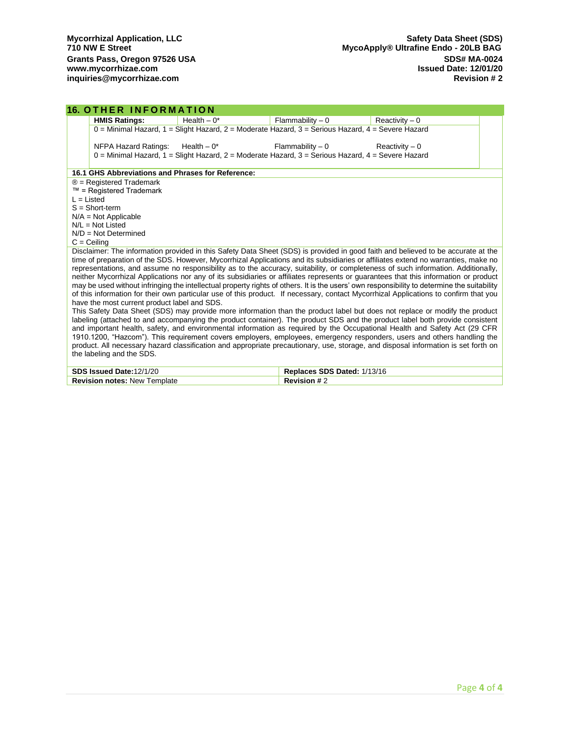## 16. OTHER INFORMATION

| | | | |
|---|---|---|---|
| **HMIS Ratings:** | Health – 0* | Flammability – 0 | Reactivity – 0 |

0 = Minimal Hazard, 1 = Slight Hazard, 2 = Moderate Hazard, 3 = Serious Hazard, 4 = Severe Hazard

| | | | |
|---|---|---|---|
| NFPA Hazard Ratings: | Health – 0* | Flammability – 0 | Reactivity – 0 |

0 = Minimal Hazard, 1 = Slight Hazard, 2 = Moderate Hazard, 3 = Serious Hazard, 4 = Severe Hazard

### 16.1 GHS Abbreviations and Phrases for Reference:

® = Registered Trademark
™ = Registered Trademark
L = Listed
S = Short-term
N/A = Not Applicable
N/L = Not Listed
N/D = Not Determined
C = Ceiling

Disclaimer: The information provided in this Safety Data Sheet (SDS) is provided in good faith and believed to be accurate at the time of preparation of the SDS. However, Mycorrhizal Applications and its subsidiaries or affiliates extend no warranties, make no representations, and assume no responsibility as to the accuracy, suitability, or completeness of such information. Additionally, neither Mycorrhizal Applications nor any of its subsidiaries or affiliates represents or guarantees that this information or product may be used without infringing the intellectual property rights of others. It is the users' own responsibility to determine the suitability of this information for their own particular use of this product. If necessary, contact Mycorrhizal Applications to confirm that you have the most current product label and SDS.

This Safety Data Sheet (SDS) may provide more information than the product label but does not replace or modify the product labeling (attached to and accompanying the product container). The product SDS and the product label both provide consistent and important health, safety, and environmental information as required by the Occupational Health and Safety Act (29 CFR 1910.1200, "Hazcom"). This requirement covers employers, employees, emergency responders, users and others handling the product. All necessary hazard classification and appropriate precautionary, use, storage, and disposal information is set forth on the labeling and the SDS.

| | |
|---|---|
| **SDS Issued Date:** 12/1/20 | **Replaces SDS Dated:** 1/13/16 |
| **Revision notes:** New Template | **Revision #** 2 |